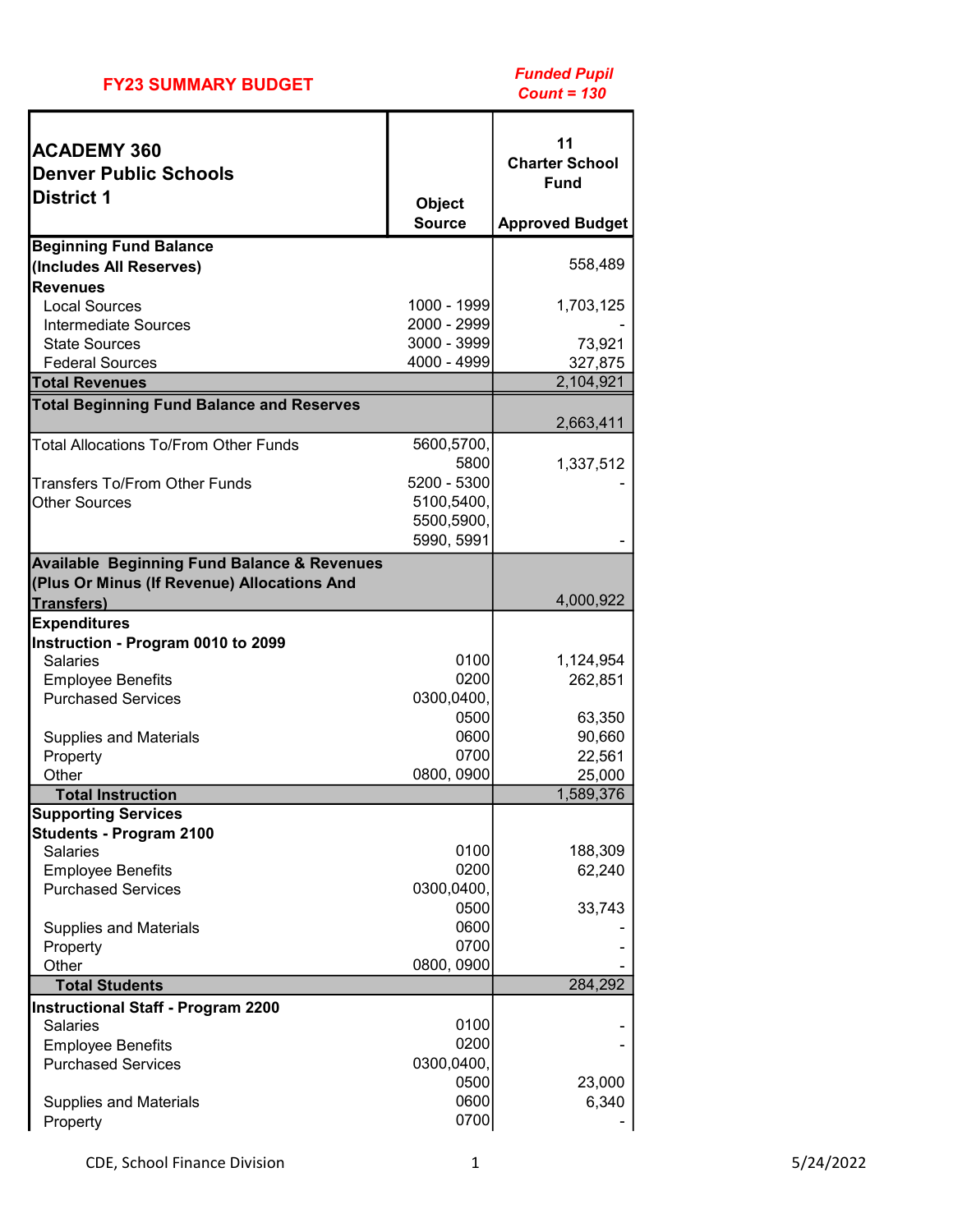**FY23 SUMMARY BUDGET**

***Funded Pupil Count = 130***

| ACADEMY 360<br>Denver Public Schools<br>District 1 | Object Source | 11 Charter School Fund<br>Approved Budget |
|---|---|---|
| **Beginning Fund Balance (Includes All Reserves)** | | 558,489 |
| **Revenues** | | |
| Local Sources | 1000 - 1999 | 1,703,125 |
| Intermediate Sources | 2000 - 2999 | - |
| State Sources | 3000 - 3999 | 73,921 |
| Federal Sources | 4000 - 4999 | 327,875 |
| **Total Revenues** | | 2,104,921 |
| **Total Beginning Fund Balance and Reserves** | | 2,663,411 |
| Total Allocations To/From Other Funds | 5600,5700, 5800 | 1,337,512 |
| Transfers To/From Other Funds | 5200 - 5300 | - |
| Other Sources | 5100,5400, 5500,5900, 5990, 5991 | - |
| **Available Beginning Fund Balance & Revenues (Plus Or Minus (If Revenue) Allocations And Transfers)** | | 4,000,922 |
| **Expenditures** | | |
| **Instruction - Program 0010 to 2099** | | |
| Salaries | 0100 | 1,124,954 |
| Employee Benefits | 0200 | 262,851 |
| Purchased Services | 0300,0400, 0500 | 63,350 |
| Supplies and Materials | 0600 | 90,660 |
| Property | 0700 | 22,561 |
| Other | 0800, 0900 | 25,000 |
| **Total Instruction** | | 1,589,376 |
| **Supporting Services** | | |
| **Students - Program 2100** | | |
| Salaries | 0100 | 188,309 |
| Employee Benefits | 0200 | 62,240 |
| Purchased Services | 0300,0400, 0500 | 33,743 |
| Supplies and Materials | 0600 | - |
| Property | 0700 | - |
| Other | 0800, 0900 | - |
| **Total Students** | | 284,292 |
| **Instructional Staff - Program 2200** | | |
| Salaries | 0100 | - |
| Employee Benefits | 0200 | - |
| Purchased Services | 0300,0400, 0500 | 23,000 |
| Supplies and Materials | 0600 | 6,340 |
| Property | 0700 | - |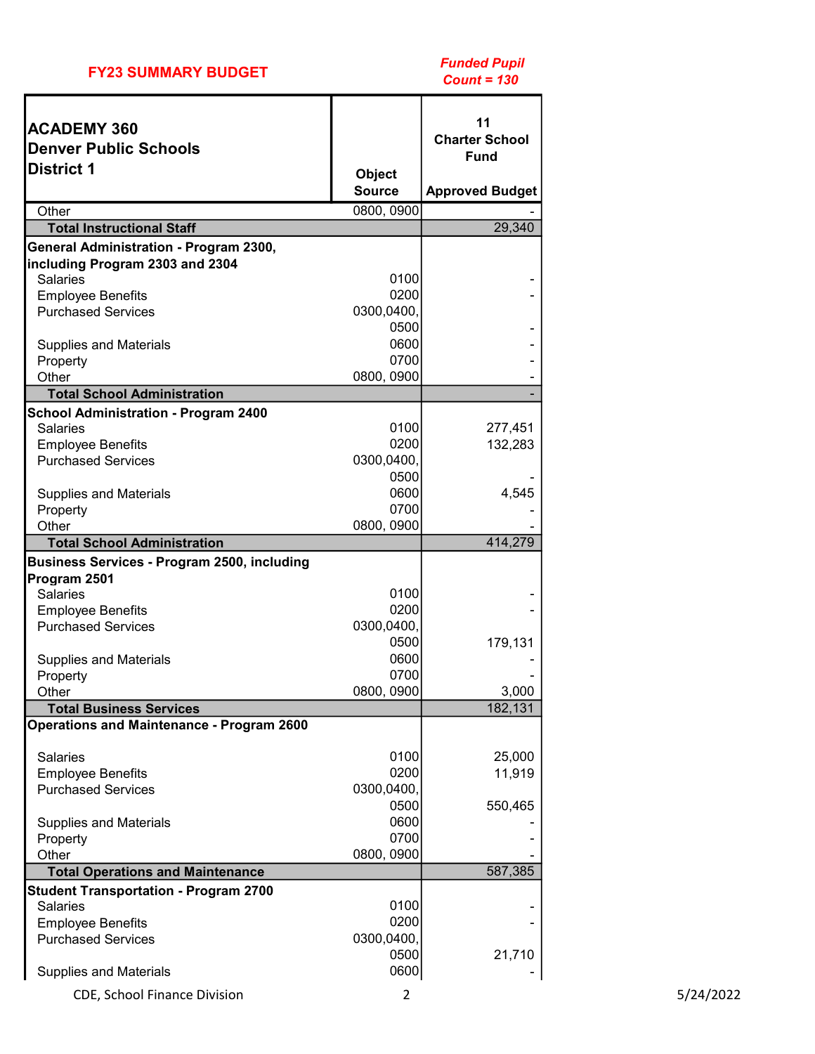**FY23 SUMMARY BUDGET**

***Funded Pupil Count = 130***

| ACADEMY 360<br>Denver Public Schools<br>District 1 | Object Source | 11<br>Charter School Fund<br>Approved Budget |
|---|---|---|
| Other | 0800, 0900 | - |
| **Total Instructional Staff** | | 29,340 |
| **General Administration - Program 2300, including Program 2303 and 2304** | | |
| Salaries | 0100 | - |
| Employee Benefits | 0200 | - |
| Purchased Services | 0300,0400, 0500 | - |
| Supplies and Materials | 0600 | - |
| Property | 0700 | - |
| Other | 0800, 0900 | - |
| **Total School Administration** | | - |
| **School Administration - Program 2400** | | |
| Salaries | 0100 | 277,451 |
| Employee Benefits | 0200 | 132,283 |
| Purchased Services | 0300,0400, 0500 | - |
| Supplies and Materials | 0600 | 4,545 |
| Property | 0700 | - |
| Other | 0800, 0900 | - |
| **Total School Administration** | | 414,279 |
| **Business Services - Program 2500, including Program 2501** | | |
| Salaries | 0100 | - |
| Employee Benefits | 0200 | - |
| Purchased Services | 0300,0400, 0500 | 179,131 |
| Supplies and Materials | 0600 | - |
| Property | 0700 | - |
| Other | 0800, 0900 | 3,000 |
| **Total Business Services** | | 182,131 |
| **Operations and Maintenance - Program 2600** | | |
| Salaries | 0100 | 25,000 |
| Employee Benefits | 0200 | 11,919 |
| Purchased Services | 0300,0400, 0500 | 550,465 |
| Supplies and Materials | 0600 | - |
| Property | 0700 | - |
| Other | 0800, 0900 | - |
| **Total Operations and Maintenance** | | 587,385 |
| **Student Transportation - Program 2700** | | |
| Salaries | 0100 | - |
| Employee Benefits | 0200 | - |
| Purchased Services | 0300,0400, 0500 | 21,710 |
| Supplies and Materials | 0600 | - |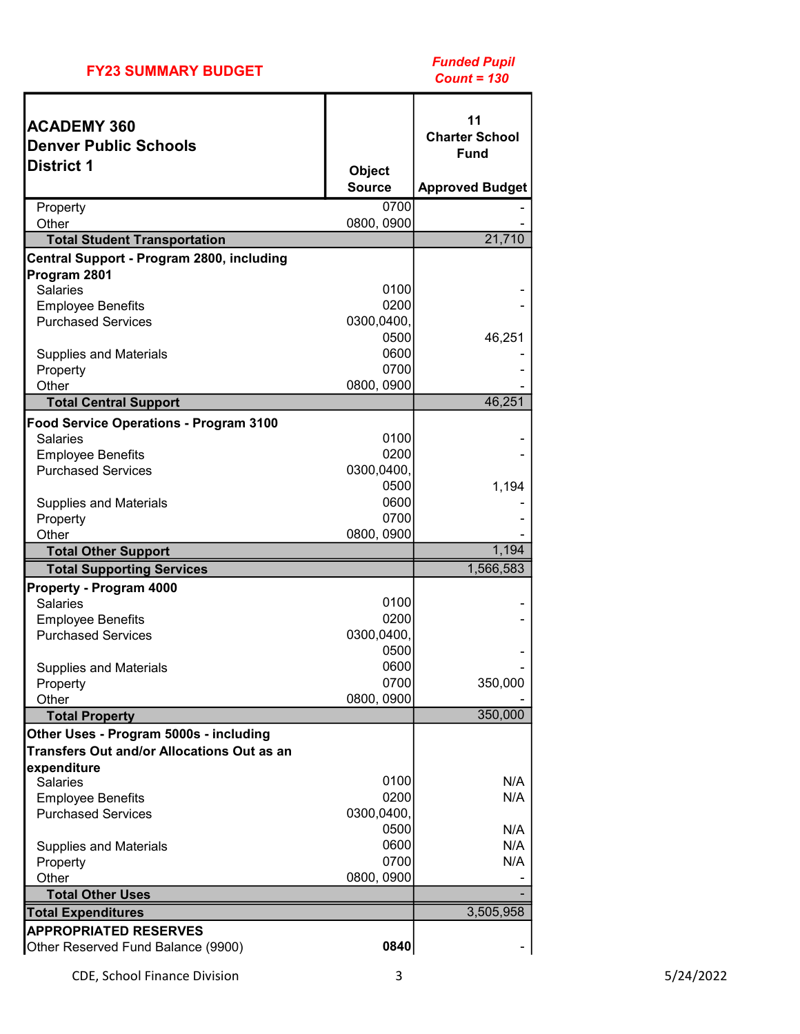**FY23 SUMMARY BUDGET**

***Funded Pupil Count = 130***

| ACADEMY 360<br>Denver Public Schools<br>District 1 | Object Source | 11<br>Charter School Fund<br>Approved Budget |
|---|---|---|
| Property | 0700 | - |
| Other | 0800, 0900 | - |
| **Total Student Transportation** | | 21,710 |
| **Central Support - Program 2800, including Program 2801** | | |
| Salaries | 0100 | - |
| Employee Benefits | 0200 | - |
| Purchased Services | 0300,0400, 0500 | 46,251 |
| Supplies and Materials | 0600 | - |
| Property | 0700 | - |
| Other | 0800, 0900 | - |
| **Total Central Support** | | 46,251 |
| **Food Service Operations - Program 3100** | | |
| Salaries | 0100 | - |
| Employee Benefits | 0200 | - |
| Purchased Services | 0300,0400, 0500 | 1,194 |
| Supplies and Materials | 0600 | - |
| Property | 0700 | - |
| Other | 0800, 0900 | - |
| **Total Other Support** | | 1,194 |
| **Total Supporting Services** | | 1,566,583 |
| **Property - Program 4000** | | |
| Salaries | 0100 | - |
| Employee Benefits | 0200 | - |
| Purchased Services | 0300,0400, 0500 | - |
| Supplies and Materials | 0600 | - |
| Property | 0700 | 350,000 |
| Other | 0800, 0900 | - |
| **Total Property** | | 350,000 |
| **Other Uses - Program 5000s - including Transfers Out and/or Allocations Out as an expenditure** | | |
| Salaries | 0100 | N/A |
| Employee Benefits | 0200 | N/A |
| Purchased Services | 0300,0400, 0500 | N/A |
| Supplies and Materials | 0600 | N/A |
| Property | 0700 | N/A |
| Other | 0800, 0900 | - |
| **Total Other Uses** | | - |
| **Total Expenditures** | | 3,505,958 |
| **APPROPRIATED RESERVES** | | |
| Other Reserved Fund Balance (9900) | **0840** | - |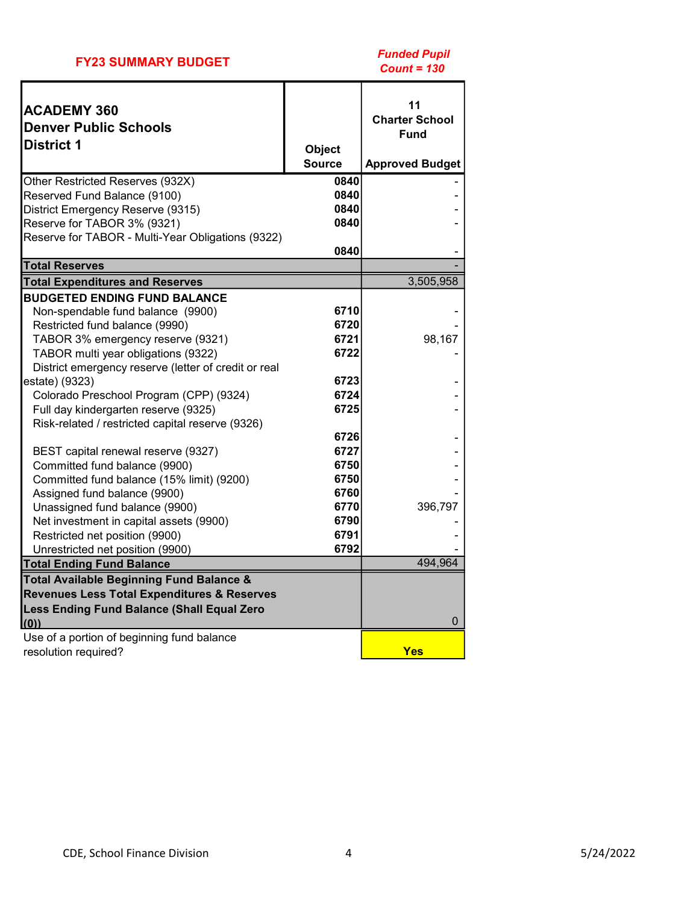**FY23 SUMMARY BUDGET**

***Funded Pupil Count = 130***

| **ACADEMY 360**<br>**Denver Public Schools**<br>**District 1** | **Object Source** | **11 Charter School Fund**<br>**Approved Budget** |
|---|---|---|
| Other Restricted Reserves (932X) | **0840** | - |
| Reserved Fund Balance (9100) | **0840** | - |
| District Emergency Reserve (9315) | **0840** | - |
| Reserve for TABOR 3% (9321) | **0840** | - |
| Reserve for TABOR - Multi-Year Obligations (9322) | **0840** | - |
| **Total Reserves** | | - |
| **Total Expenditures and Reserves** | | 3,505,958 |
| **BUDGETED ENDING FUND BALANCE** | | |
| Non-spendable fund balance (9900) | **6710** | - |
| Restricted fund balance (9990) | **6720** | - |
| TABOR 3% emergency reserve (9321) | **6721** | 98,167 |
| TABOR multi year obligations (9322) | **6722** | - |
| District emergency reserve (letter of credit or real estate) (9323) | **6723** | - |
| Colorado Preschool Program (CPP) (9324) | **6724** | - |
| Full day kindergarten reserve (9325) | **6725** | - |
| Risk-related / restricted capital reserve (9326) | **6726** | - |
| BEST capital renewal reserve (9327) | **6727** | - |
| Committed fund balance (9900) | **6750** | - |
| Committed fund balance (15% limit) (9200) | **6750** | - |
| Assigned fund balance (9900) | **6760** | - |
| Unassigned fund balance (9900) | **6770** | 396,797 |
| Net investment in capital assets (9900) | **6790** | - |
| Restricted net position (9900) | **6791** | - |
| Unrestricted net position (9900) | **6792** | - |
| **Total Ending Fund Balance** | | 494,964 |
| **Total Available Beginning Fund Balance & Revenues Less Total Expenditures & Reserves Less Ending Fund Balance (Shall Equal Zero (0))** | | 0 |
| Use of a portion of beginning fund balance resolution required? | | **Yes** |

CDE, School Finance Division 5/24/2022